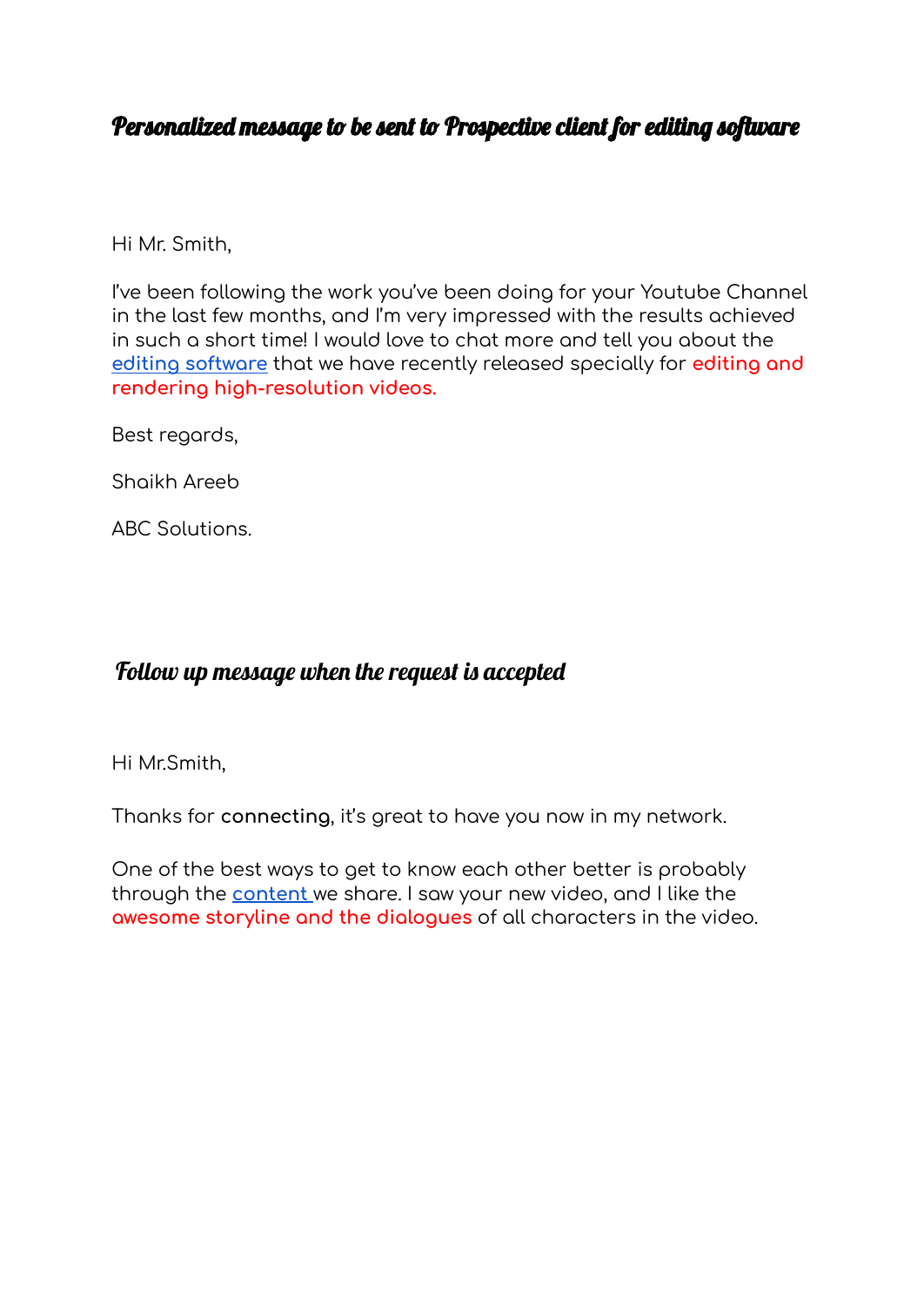## *Personalized message to be sent to Prospective client for editing software*

Hi Mr. Smith,

I've been following the work you've been doing for your Youtube Channel in the last few months, and I'm very impressed with the results achieved in such a short time! I would love to chat more and tell you about the editing software that we have recently released specially for **editing and rendering high-resolution videos.**

Best regards,

Shaikh Areeb

ABC Solutions.

## *Follow up message when the request is accepted*

Hi Mr.Smith,

Thanks for **connecting**, it's great to have you now in my network.

One of the best ways to get to know each other better is probably through the content we share. I saw your new video, and I like the **awesome storyline and the dialogues** of all characters in the video.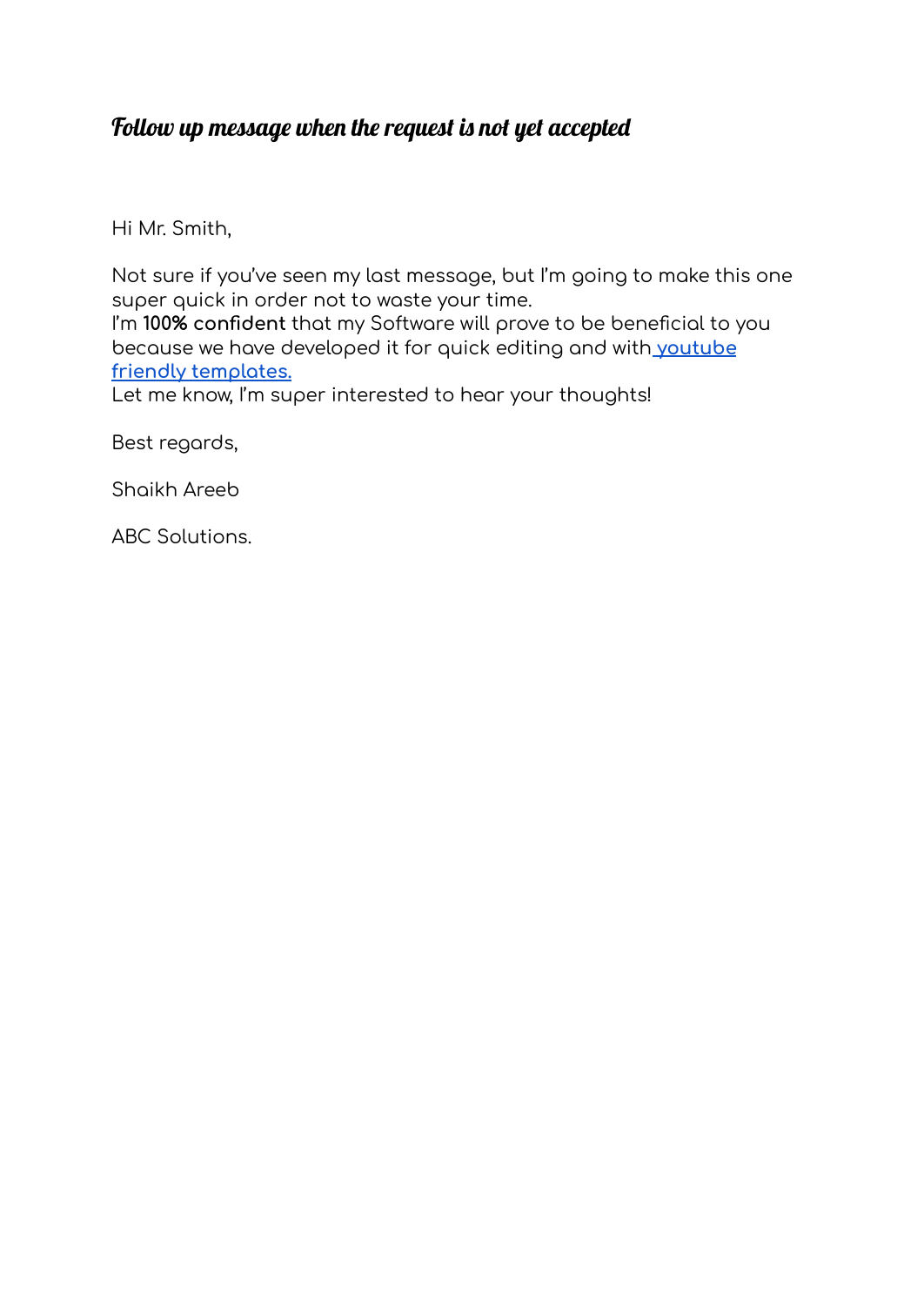## *Follow up message when the request is not yet accepted*

Hi Mr. Smith,

Not sure if you've seen my last message, but I'm going to make this one super quick in order not to waste your time.
I'm **100% confident** that my Software will prove to be beneficial to you because we have developed it for quick editing and with **youtube friendly templates.**
Let me know, I'm super interested to hear your thoughts!

Best regards,

Shaikh Areeb

ABC Solutions.